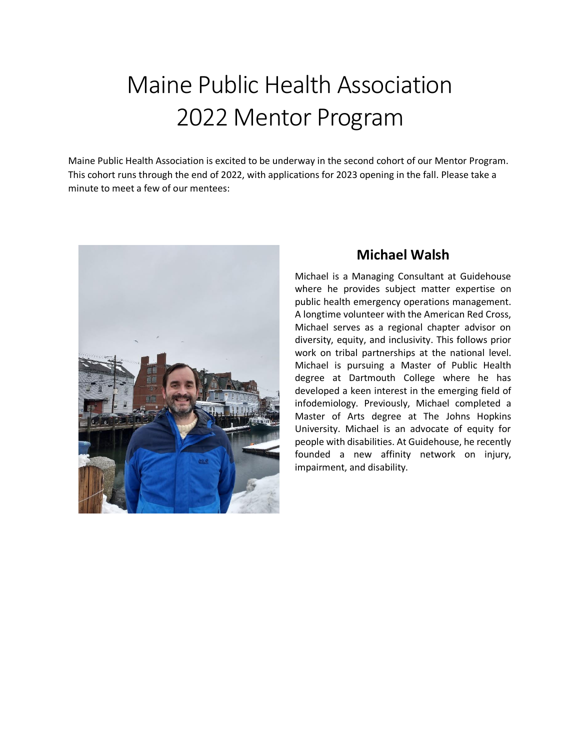# Maine Public Health Association 2022 Mentor Program

Maine Public Health Association is excited to be underway in the second cohort of our Mentor Program. This cohort runs through the end of 2022, with applications for 2023 opening in the fall. Please take a minute to meet a few of our mentees:

## Michael Walsh

Michael is a Managing Consultant at Guidehouse where he provides subject matter expertise on public health emergency operations management. A longtime volunteer with the American Red Cross, Michael serves as a regional chapter advisor on diversity, equity, and inclusivity. This follows prior work on tribal partnerships at the national level. Michael is pursuing a Master of Public Health degree at Dartmouth College where he has developed a keen interest in the emerging field of infodemiology. Previously, Michael completed a Master of Arts degree at The Johns Hopkins University. Michael is an advocate of equity for people with disabilities. At Guidehouse, he recently founded a new affinity network on injury, impairment, and disability.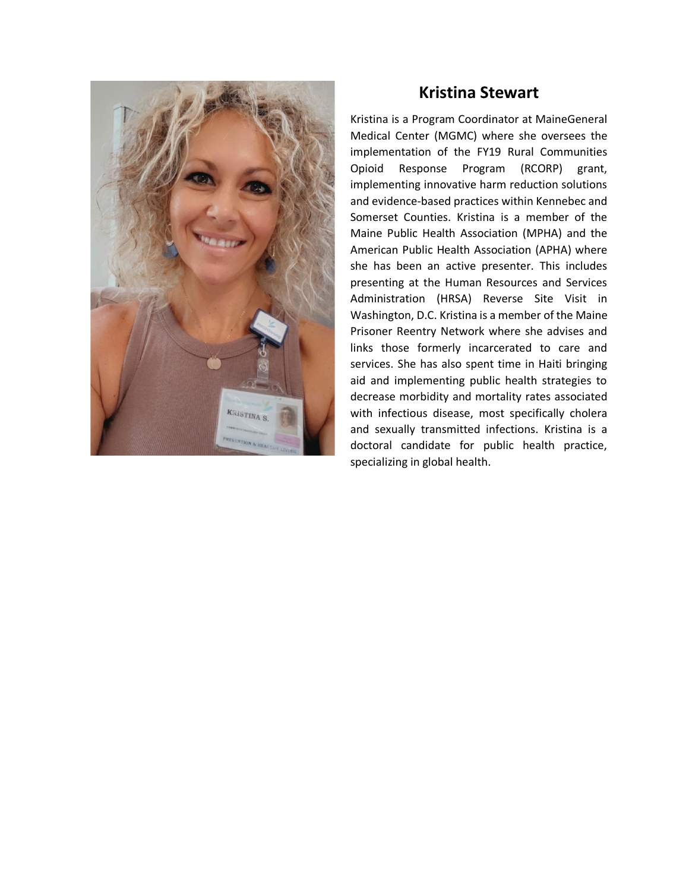# Kristina Stewart

Kristina is a Program Coordinator at MaineGeneral Medical Center (MGMC) where she oversees the implementation of the FY19 Rural Communities Opioid Response Program (RCORP) grant, implementing innovative harm reduction solutions and evidence-based practices within Kennebec and Somerset Counties. Kristina is a member of the Maine Public Health Association (MPHA) and the American Public Health Association (APHA) where she has been an active presenter. This includes presenting at the Human Resources and Services Administration (HRSA) Reverse Site Visit in Washington, D.C. Kristina is a member of the Maine Prisoner Reentry Network where she advises and links those formerly incarcerated to care and services. She has also spent time in Haiti bringing aid and implementing public health strategies to decrease morbidity and mortality rates associated with infectious disease, most specifically cholera and sexually transmitted infections. Kristina is a doctoral candidate for public health practice, specializing in global health.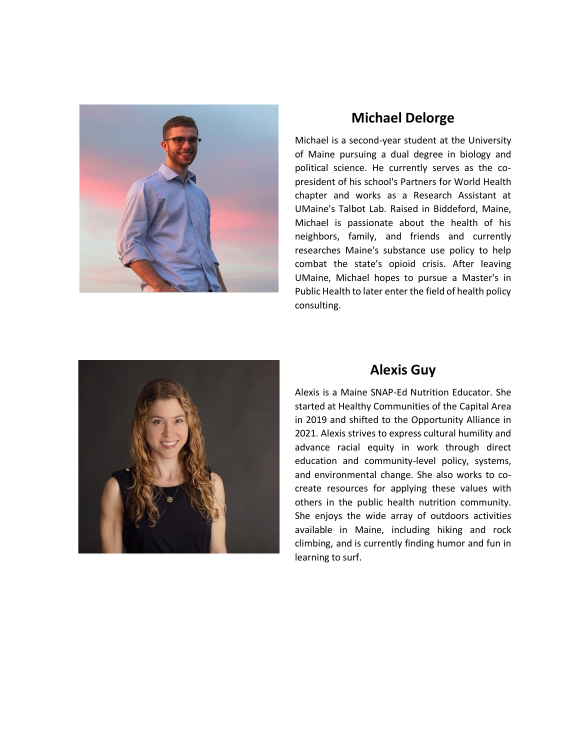## Michael Delorge

Michael is a second-year student at the University of Maine pursuing a dual degree in biology and political science. He currently serves as the co-president of his school's Partners for World Health chapter and works as a Research Assistant at UMaine's Talbot Lab. Raised in Biddeford, Maine, Michael is passionate about the health of his neighbors, family, and friends and currently researches Maine's substance use policy to help combat the state's opioid crisis. After leaving UMaine, Michael hopes to pursue a Master's in Public Health to later enter the field of health policy consulting.

## Alexis Guy

Alexis is a Maine SNAP-Ed Nutrition Educator. She started at Healthy Communities of the Capital Area in 2019 and shifted to the Opportunity Alliance in 2021. Alexis strives to express cultural humility and advance racial equity in work through direct education and community-level policy, systems, and environmental change. She also works to co-create resources for applying these values with others in the public health nutrition community. She enjoys the wide array of outdoors activities available in Maine, including hiking and rock climbing, and is currently finding humor and fun in learning to surf.